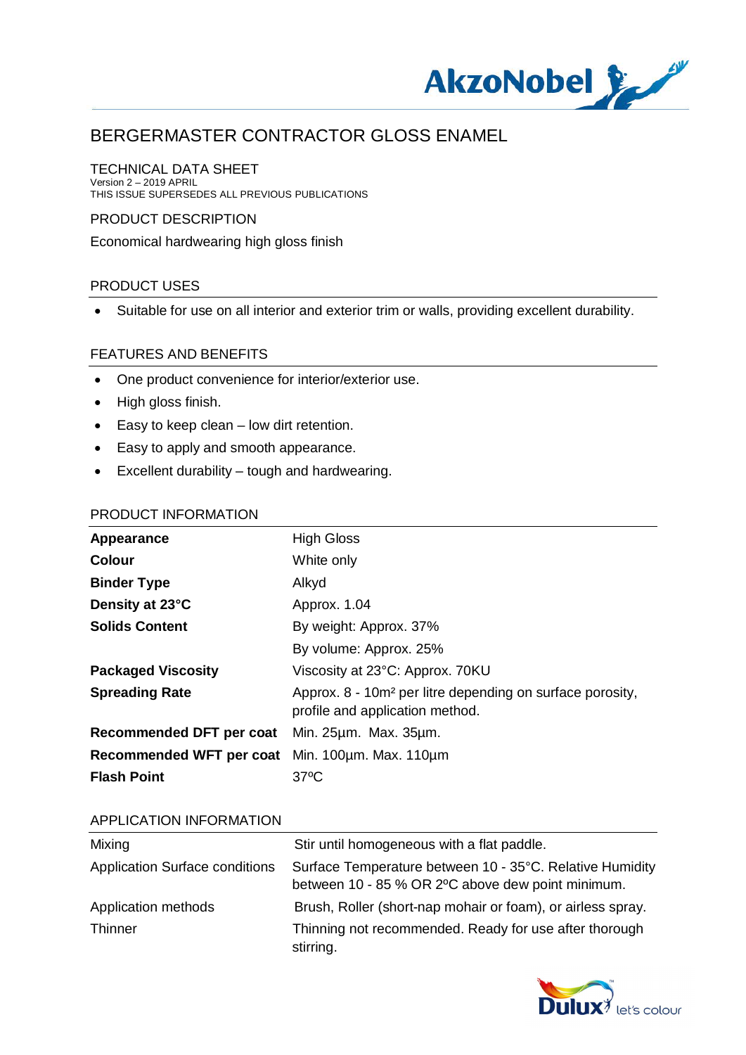# BERGERMASTER CONTRACTOR GLOSS ENAMEL

## TECHNICAL DATA SHEET

Version 2 – 2019 APRIL
THIS ISSUE SUPERSEDES ALL PREVIOUS PUBLICATIONS

## PRODUCT DESCRIPTION

Economical hardwearing high gloss finish

## PRODUCT USES

- Suitable for use on all interior and exterior trim or walls, providing excellent durability.

## FEATURES AND BENEFITS

- One product convenience for interior/exterior use.
- High gloss finish.
- Easy to keep clean – low dirt retention.
- Easy to apply and smooth appearance.
- Excellent durability – tough and hardwearing.

## PRODUCT INFORMATION

| | |
|---|---|
| **Appearance** | High Gloss |
| **Colour** | White only |
| **Binder Type** | Alkyd |
| **Density at 23°C** | Approx. 1.04 |
| **Solids Content** | By weight: Approx. 37% |
| | By volume: Approx. 25% |
| **Packaged Viscosity** | Viscosity at 23°C: Approx. 70KU |
| **Spreading Rate** | Approx. 8 - 10m² per litre depending on surface porosity, profile and application method. |
| **Recommended DFT per coat** | Min. 25µm. Max. 35µm. |
| **Recommended WFT per coat** | Min. 100µm. Max. 110µm |
| **Flash Point** | 37ºC |

## APPLICATION INFORMATION

| | |
|---|---|
| Mixing | Stir until homogeneous with a flat paddle. |
| Application Surface conditions | Surface Temperature between 10 - 35°C. Relative Humidity between 10 - 85 % OR 2ºC above dew point minimum. |
| Application methods | Brush, Roller (short-nap mohair or foam), or airless spray. |
| Thinner | Thinning not recommended. Ready for use after thorough stirring. |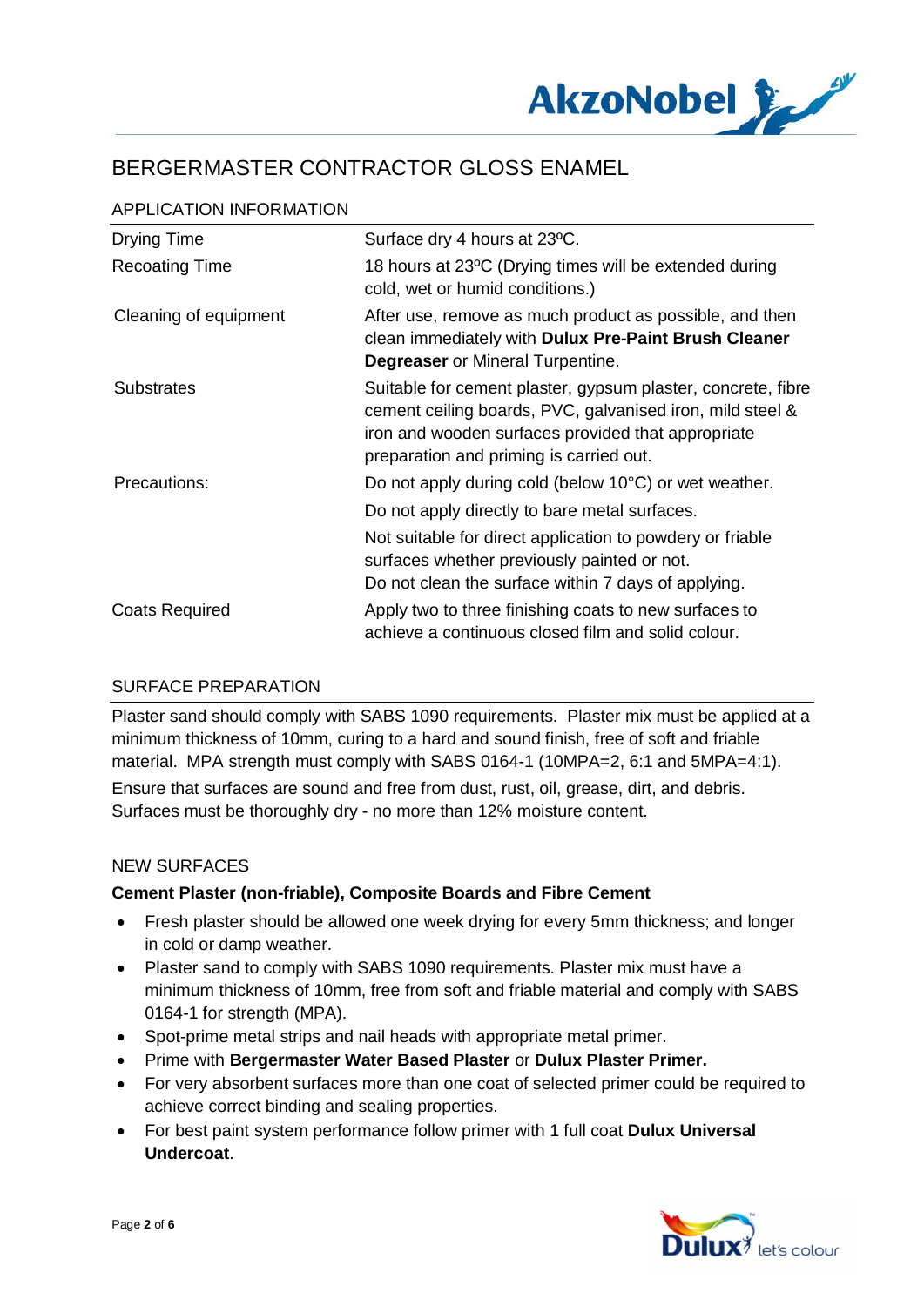# BERGERMASTER CONTRACTOR GLOSS ENAMEL

## APPLICATION INFORMATION

| | |
|---|---|
| Drying Time | Surface dry 4 hours at 23ºC. |
| Recoating Time | 18 hours at 23ºC (Drying times will be extended during cold, wet or humid conditions.) |
| Cleaning of equipment | After use, remove as much product as possible, and then clean immediately with **Dulux Pre-Paint Brush Cleaner Degreaser** or Mineral Turpentine. |
| Substrates | Suitable for cement plaster, gypsum plaster, concrete, fibre cement ceiling boards, PVC, galvanised iron, mild steel & iron and wooden surfaces provided that appropriate preparation and priming is carried out. |
| Precautions: | Do not apply during cold (below 10°C) or wet weather.<br>Do not apply directly to bare metal surfaces.<br>Not suitable for direct application to powdery or friable surfaces whether previously painted or not.<br>Do not clean the surface within 7 days of applying. |
| Coats Required | Apply two to three finishing coats to new surfaces to achieve a continuous closed film and solid colour. |

## SURFACE PREPARATION

Plaster sand should comply with SABS 1090 requirements. Plaster mix must be applied at a minimum thickness of 10mm, curing to a hard and sound finish, free of soft and friable material. MPA strength must comply with SABS 0164-1 (10MPA=2, 6:1 and 5MPA=4:1).

Ensure that surfaces are sound and free from dust, rust, oil, grease, dirt, and debris. Surfaces must be thoroughly dry - no more than 12% moisture content.

## NEW SURFACES

**Cement Plaster (non-friable), Composite Boards and Fibre Cement**

- Fresh plaster should be allowed one week drying for every 5mm thickness; and longer in cold or damp weather.
- Plaster sand to comply with SABS 1090 requirements. Plaster mix must have a minimum thickness of 10mm, free from soft and friable material and comply with SABS 0164-1 for strength (MPA).
- Spot-prime metal strips and nail heads with appropriate metal primer.
- Prime with **Bergermaster Water Based Plaster** or **Dulux Plaster Primer.**
- For very absorbent surfaces more than one coat of selected primer could be required to achieve correct binding and sealing properties.
- For best paint system performance follow primer with 1 full coat **Dulux Universal Undercoat**.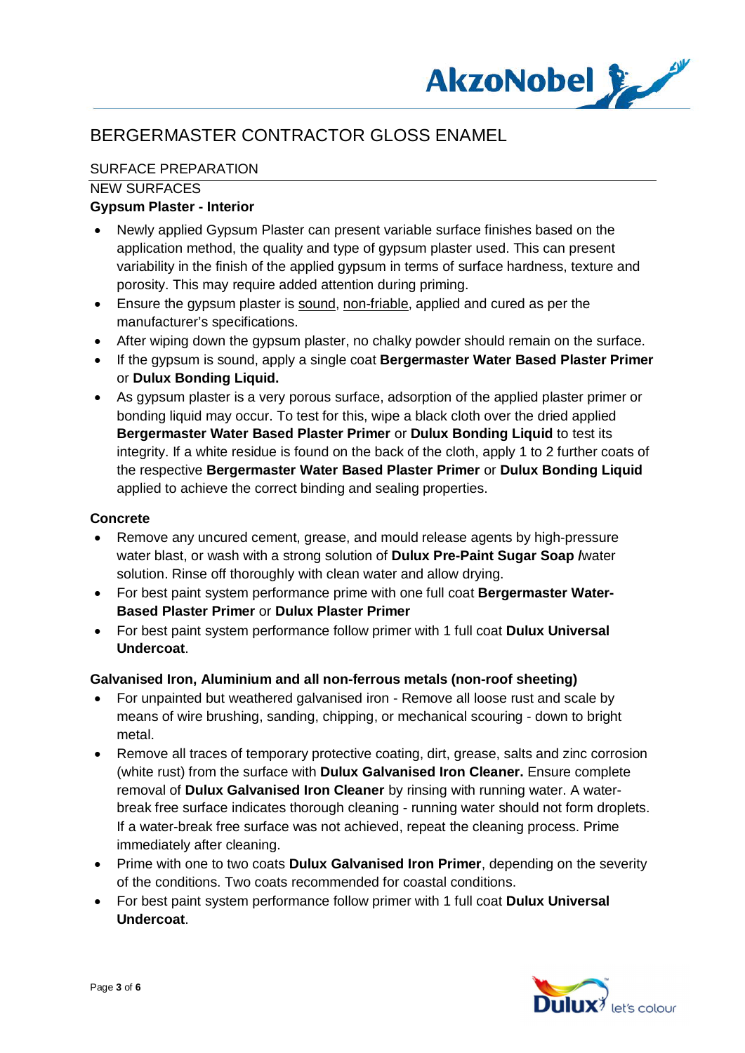# BERGERMASTER CONTRACTOR GLOSS ENAMEL

## SURFACE PREPARATION

### NEW SURFACES

**Gypsum Plaster - Interior**

- Newly applied Gypsum Plaster can present variable surface finishes based on the application method, the quality and type of gypsum plaster used. This can present variability in the finish of the applied gypsum in terms of surface hardness, texture and porosity. This may require added attention during priming.
- Ensure the gypsum plaster is sound, non-friable, applied and cured as per the manufacturer's specifications.
- After wiping down the gypsum plaster, no chalky powder should remain on the surface.
- If the gypsum is sound, apply a single coat **Bergermaster Water Based Plaster Primer** or **Dulux Bonding Liquid.**
- As gypsum plaster is a very porous surface, adsorption of the applied plaster primer or bonding liquid may occur. To test for this, wipe a black cloth over the dried applied **Bergermaster Water Based Plaster Primer** or **Dulux Bonding Liquid** to test its integrity. If a white residue is found on the back of the cloth, apply 1 to 2 further coats of the respective **Bergermaster Water Based Plaster Primer** or **Dulux Bonding Liquid** applied to achieve the correct binding and sealing properties.

**Concrete**

- Remove any uncured cement, grease, and mould release agents by high-pressure water blast, or wash with a strong solution of **Dulux Pre-Paint Sugar Soap /**water solution. Rinse off thoroughly with clean water and allow drying.
- For best paint system performance prime with one full coat **Bergermaster Water-Based Plaster Primer** or **Dulux Plaster Primer**
- For best paint system performance follow primer with 1 full coat **Dulux Universal Undercoat**.

**Galvanised Iron, Aluminium and all non-ferrous metals (non-roof sheeting)**

- For unpainted but weathered galvanised iron - Remove all loose rust and scale by means of wire brushing, sanding, chipping, or mechanical scouring - down to bright metal.
- Remove all traces of temporary protective coating, dirt, grease, salts and zinc corrosion (white rust) from the surface with **Dulux Galvanised Iron Cleaner.** Ensure complete removal of **Dulux Galvanised Iron Cleaner** by rinsing with running water. A water-break free surface indicates thorough cleaning - running water should not form droplets. If a water-break free surface was not achieved, repeat the cleaning process. Prime immediately after cleaning.
- Prime with one to two coats **Dulux Galvanised Iron Primer**, depending on the severity of the conditions. Two coats recommended for coastal conditions.
- For best paint system performance follow primer with 1 full coat **Dulux Universal Undercoat**.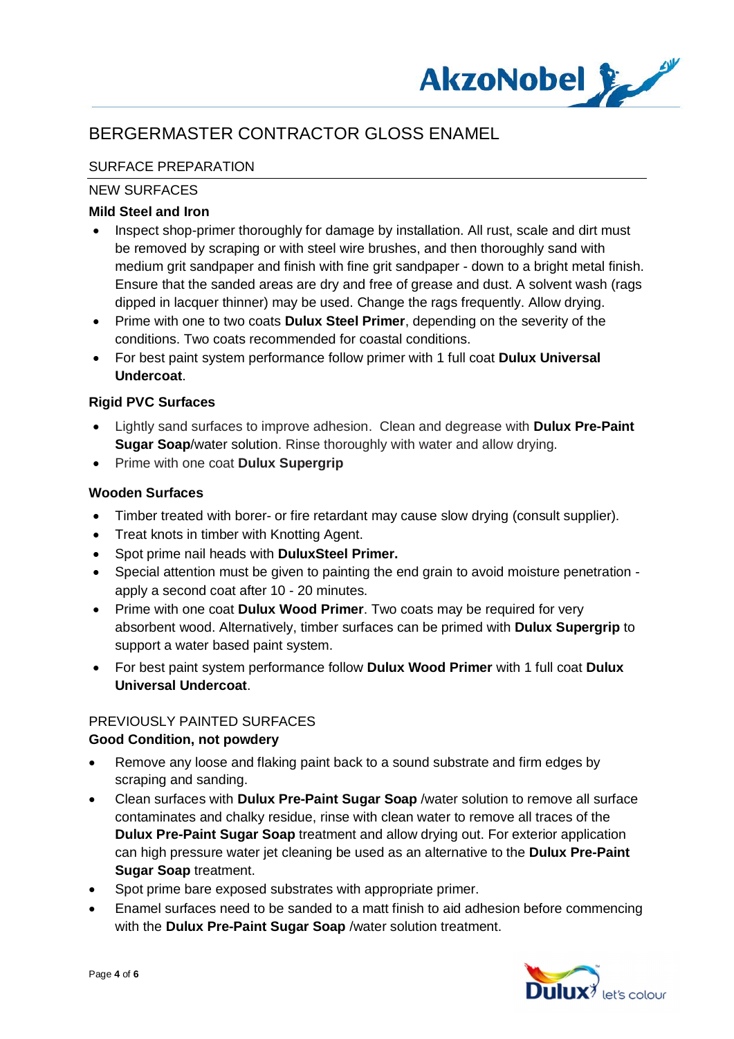# BERGERMASTER CONTRACTOR GLOSS ENAMEL

## SURFACE PREPARATION

### NEW SURFACES

**Mild Steel and Iron**

- Inspect shop-primer thoroughly for damage by installation. All rust, scale and dirt must be removed by scraping or with steel wire brushes, and then thoroughly sand with medium grit sandpaper and finish with fine grit sandpaper - down to a bright metal finish. Ensure that the sanded areas are dry and free of grease and dust. A solvent wash (rags dipped in lacquer thinner) may be used. Change the rags frequently. Allow drying.
- Prime with one to two coats **Dulux Steel Primer**, depending on the severity of the conditions. Two coats recommended for coastal conditions.
- For best paint system performance follow primer with 1 full coat **Dulux Universal Undercoat**.

**Rigid PVC Surfaces**

- Lightly sand surfaces to improve adhesion. Clean and degrease with **Dulux Pre-Paint Sugar Soap**/water solution. Rinse thoroughly with water and allow drying.
- Prime with one coat **Dulux Supergrip**

**Wooden Surfaces**

- Timber treated with borer- or fire retardant may cause slow drying (consult supplier).
- Treat knots in timber with Knotting Agent.
- Spot prime nail heads with **DuluxSteel Primer.**
- Special attention must be given to painting the end grain to avoid moisture penetration - apply a second coat after 10 - 20 minutes.
- Prime with one coat **Dulux Wood Primer**. Two coats may be required for very absorbent wood. Alternatively, timber surfaces can be primed with **Dulux Supergrip** to support a water based paint system.
- For best paint system performance follow **Dulux Wood Primer** with 1 full coat **Dulux Universal Undercoat**.

### PREVIOUSLY PAINTED SURFACES

**Good Condition, not powdery**

- Remove any loose and flaking paint back to a sound substrate and firm edges by scraping and sanding.
- Clean surfaces with **Dulux Pre-Paint Sugar Soap** /water solution to remove all surface contaminates and chalky residue, rinse with clean water to remove all traces of the **Dulux Pre-Paint Sugar Soap** treatment and allow drying out. For exterior application can high pressure water jet cleaning be used as an alternative to the **Dulux Pre-Paint Sugar Soap** treatment.
- Spot prime bare exposed substrates with appropriate primer.
- Enamel surfaces need to be sanded to a matt finish to aid adhesion before commencing with the **Dulux Pre-Paint Sugar Soap** /water solution treatment.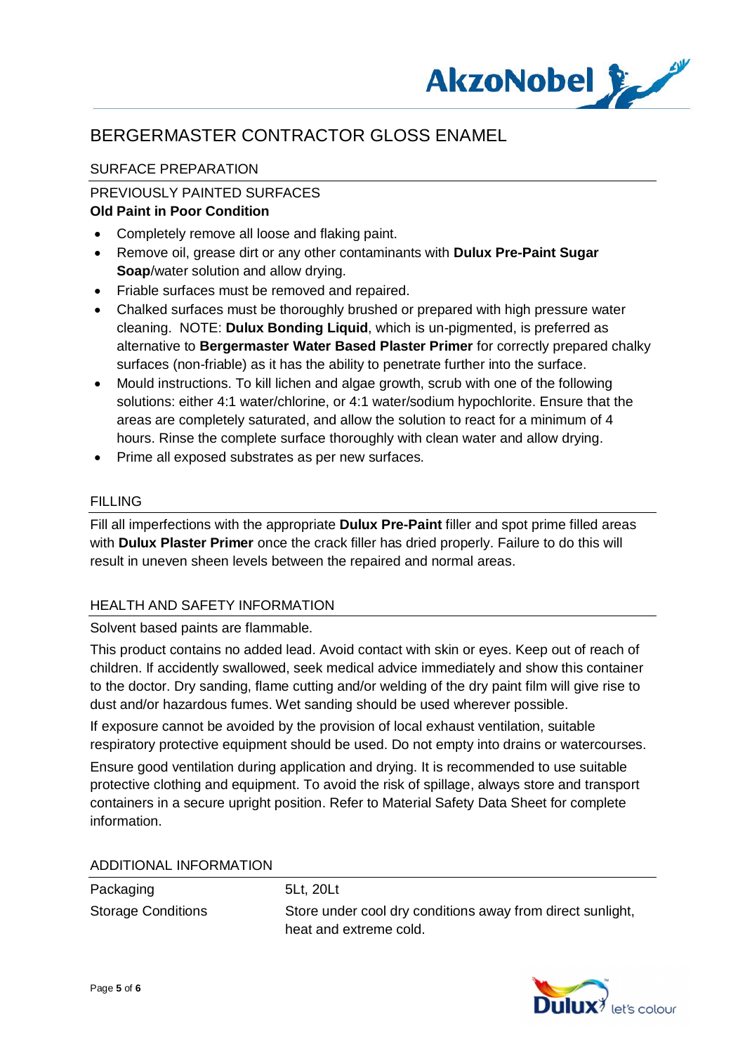# BERGERMASTER CONTRACTOR GLOSS ENAMEL

## SURFACE PREPARATION

### PREVIOUSLY PAINTED SURFACES

**Old Paint in Poor Condition**

- Completely remove all loose and flaking paint.
- Remove oil, grease dirt or any other contaminants with **Dulux Pre-Paint Sugar Soap**/water solution and allow drying.
- Friable surfaces must be removed and repaired.
- Chalked surfaces must be thoroughly brushed or prepared with high pressure water cleaning. NOTE: **Dulux Bonding Liquid**, which is un-pigmented, is preferred as alternative to **Bergermaster Water Based Plaster Primer** for correctly prepared chalky surfaces (non-friable) as it has the ability to penetrate further into the surface.
- Mould instructions. To kill lichen and algae growth, scrub with one of the following solutions: either 4:1 water/chlorine, or 4:1 water/sodium hypochlorite. Ensure that the areas are completely saturated, and allow the solution to react for a minimum of 4 hours. Rinse the complete surface thoroughly with clean water and allow drying.
- Prime all exposed substrates as per new surfaces.

## FILLING

Fill all imperfections with the appropriate **Dulux Pre-Paint** filler and spot prime filled areas with **Dulux Plaster Primer** once the crack filler has dried properly. Failure to do this will result in uneven sheen levels between the repaired and normal areas.

## HEALTH AND SAFETY INFORMATION

Solvent based paints are flammable.

This product contains no added lead. Avoid contact with skin or eyes. Keep out of reach of children. If accidently swallowed, seek medical advice immediately and show this container to the doctor. Dry sanding, flame cutting and/or welding of the dry paint film will give rise to dust and/or hazardous fumes. Wet sanding should be used wherever possible.

If exposure cannot be avoided by the provision of local exhaust ventilation, suitable respiratory protective equipment should be used. Do not empty into drains or watercourses.

Ensure good ventilation during application and drying. It is recommended to use suitable protective clothing and equipment. To avoid the risk of spillage, always store and transport containers in a secure upright position. Refer to Material Safety Data Sheet for complete information.

## ADDITIONAL INFORMATION

| | |
|---|---|
| Packaging | 5Lt, 20Lt |
| Storage Conditions | Store under cool dry conditions away from direct sunlight, heat and extreme cold. |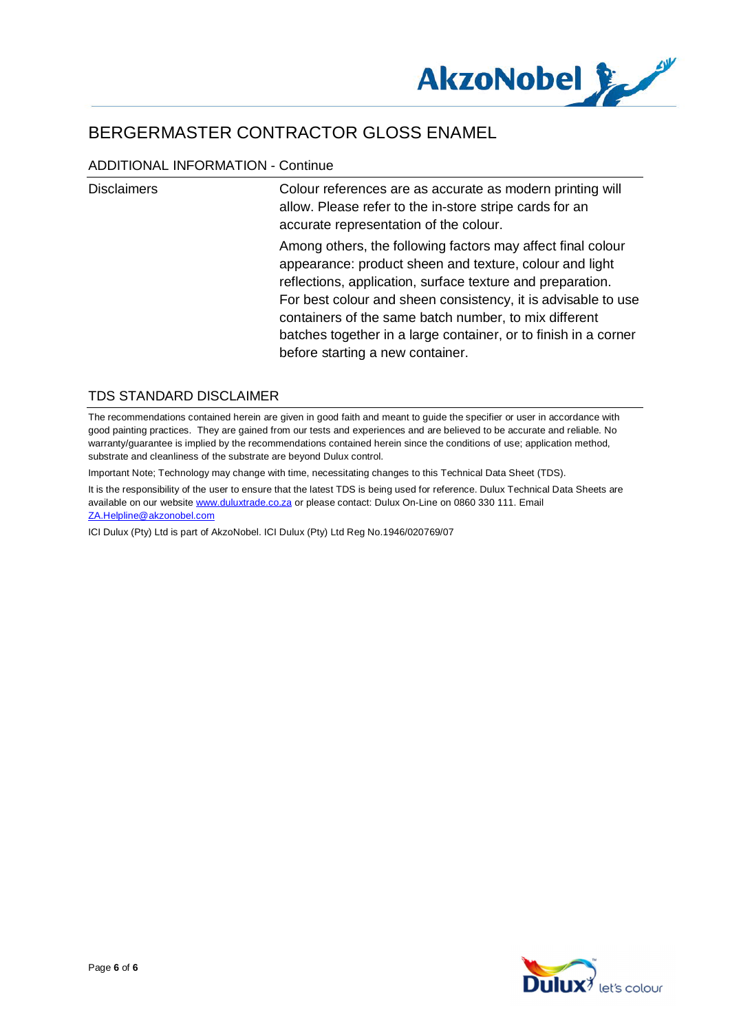# BERGERMASTER CONTRACTOR GLOSS ENAMEL

## ADDITIONAL INFORMATION - Continue

| | |
|---|---|
| Disclaimers | Colour references are as accurate as modern printing will allow. Please refer to the in-store stripe cards for an accurate representation of the colour. Among others, the following factors may affect final colour appearance: product sheen and texture, colour and light reflections, application, surface texture and preparation. For best colour and sheen consistency, it is advisable to use containers of the same batch number, to mix different batches together in a large container, or to finish in a corner before starting a new container. |

## TDS STANDARD DISCLAIMER

The recommendations contained herein are given in good faith and meant to guide the specifier or user in accordance with good painting practices. They are gained from our tests and experiences and are believed to be accurate and reliable. No warranty/guarantee is implied by the recommendations contained herein since the conditions of use; application method, substrate and cleanliness of the substrate are beyond Dulux control.

Important Note; Technology may change with time, necessitating changes to this Technical Data Sheet (TDS).

It is the responsibility of the user to ensure that the latest TDS is being used for reference. Dulux Technical Data Sheets are available on our website www.duluxtrade.co.za or please contact: Dulux On-Line on 0860 330 111. Email ZA.Helpline@akzonobel.com

ICI Dulux (Pty) Ltd is part of AkzoNobel. ICI Dulux (Pty) Ltd Reg No.1946/020769/07